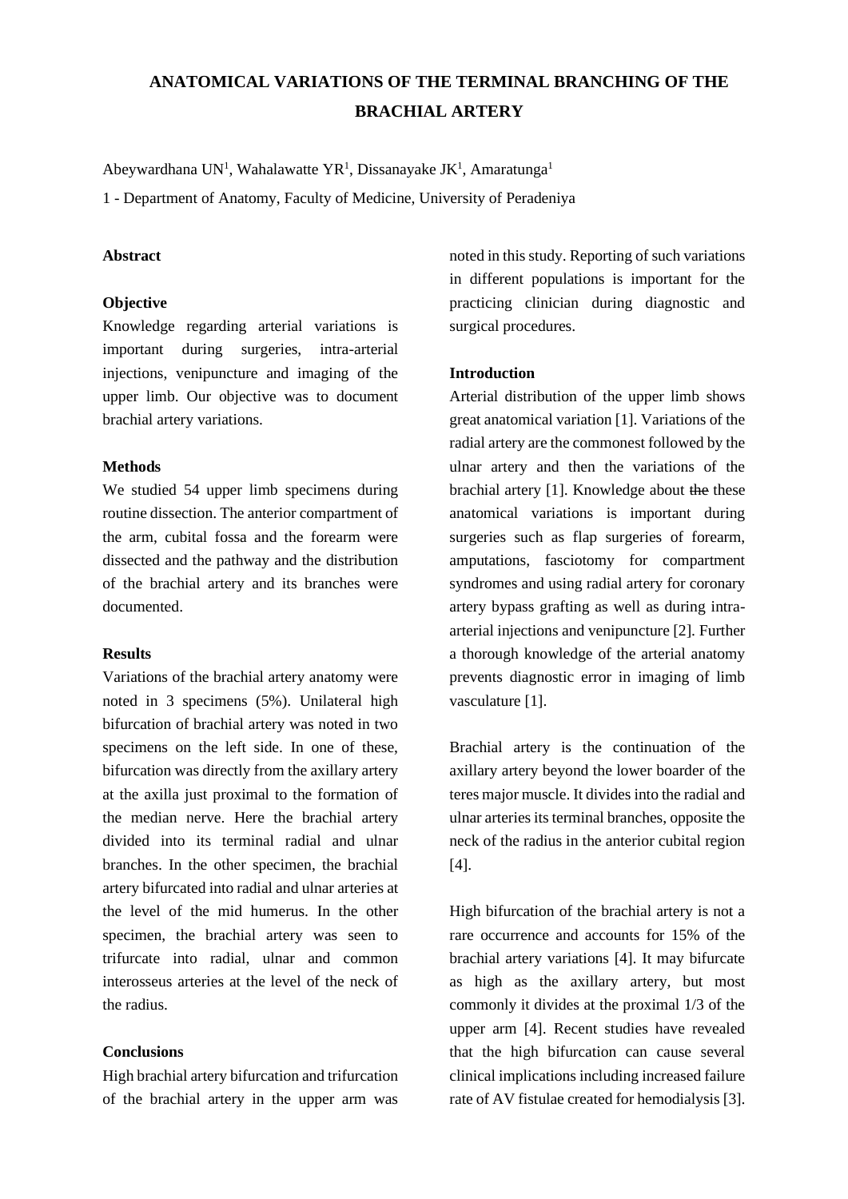# ANATOMICAL VARIATIONS OF THE TERMINAL BRANCHING OF THE BRACHIAL ARTERY

Abeywardhana UN[1], Wahalawatte YR[1], Dissanayake JK[1], Amaratunga[1]

1 - Department of Anatomy, Faculty of Medicine, University of Peradeniya

## Abstract

### Objective

Knowledge regarding arterial variations is important during surgeries, intra-arterial injections, venipuncture and imaging of the upper limb. Our objective was to document brachial artery variations.

### Methods

We studied 54 upper limb specimens during routine dissection. The anterior compartment of the arm, cubital fossa and the forearm were dissected and the pathway and the distribution of the brachial artery and its branches were documented.

### Results

Variations of the brachial artery anatomy were noted in 3 specimens (5%). Unilateral high bifurcation of brachial artery was noted in two specimens on the left side. In one of these, bifurcation was directly from the axillary artery at the axilla just proximal to the formation of the median nerve. Here the brachial artery divided into its terminal radial and ulnar branches. In the other specimen, the brachial artery bifurcated into radial and ulnar arteries at the level of the mid humerus. In the other specimen, the brachial artery was seen to trifurcate into radial, ulnar and common interosseus arteries at the level of the neck of the radius.

### Conclusions

High brachial artery bifurcation and trifurcation of the brachial artery in the upper arm was noted in this study. Reporting of such variations in different populations is important for the practicing clinician during diagnostic and surgical procedures.

## Introduction

Arterial distribution of the upper limb shows great anatomical variation [1]. Variations of the radial artery are the commonest followed by the ulnar artery and then the variations of the brachial artery [1]. Knowledge about ~~the~~ these anatomical variations is important during surgeries such as flap surgeries of forearm, amputations, fasciotomy for compartment syndromes and using radial artery for coronary artery bypass grafting as well as during intra-arterial injections and venipuncture [2]. Further a thorough knowledge of the arterial anatomy prevents diagnostic error in imaging of limb vasculature [1].

Brachial artery is the continuation of the axillary artery beyond the lower boarder of the teres major muscle. It divides into the radial and ulnar arteries its terminal branches, opposite the neck of the radius in the anterior cubital region [4].

High bifurcation of the brachial artery is not a rare occurrence and accounts for 15% of the brachial artery variations [4]. It may bifurcate as high as the axillary artery, but most commonly it divides at the proximal 1/3 of the upper arm [4]. Recent studies have revealed that the high bifurcation can cause several clinical implications including increased failure rate of AV fistulae created for hemodialysis [3].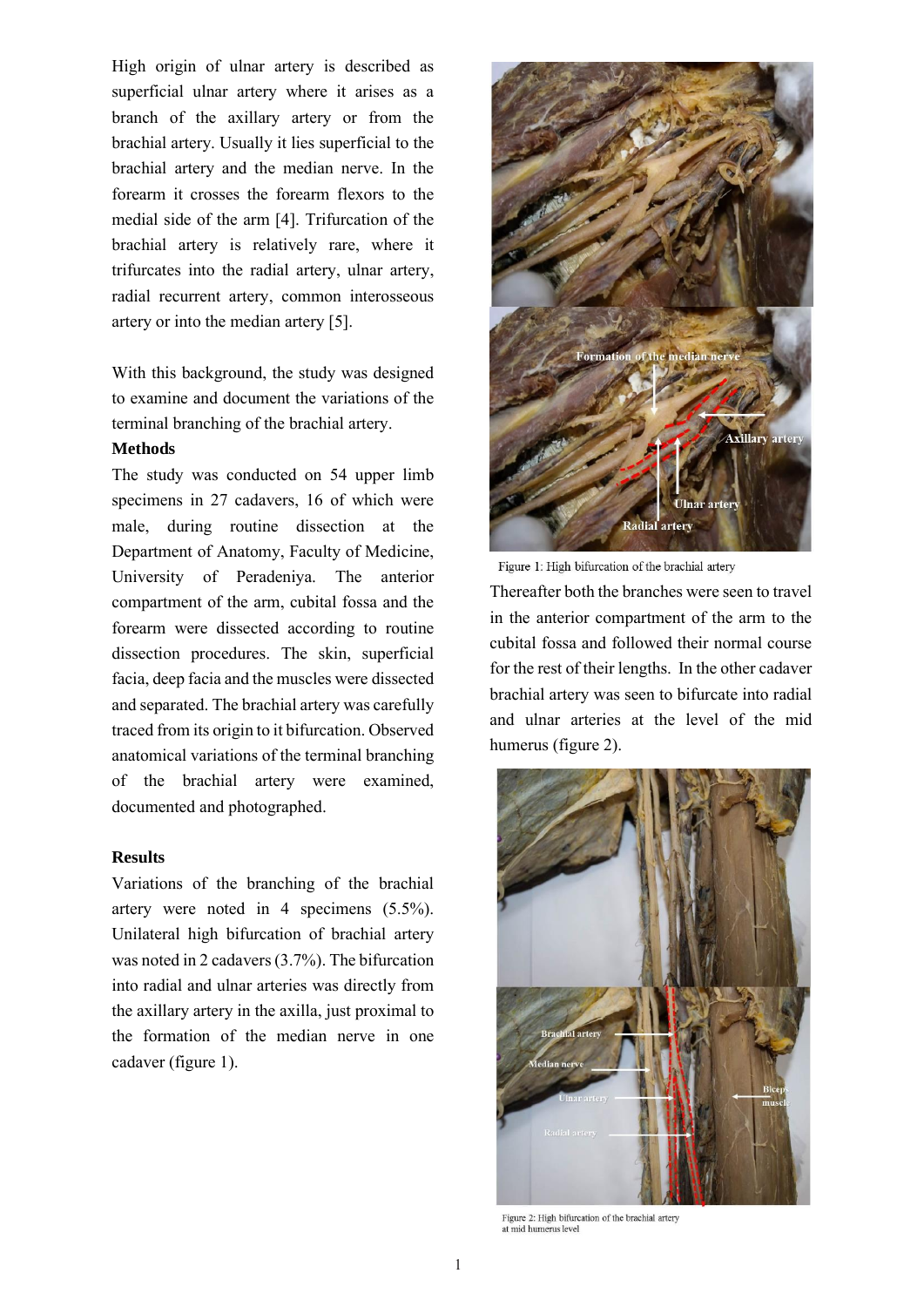High origin of ulnar artery is described as superficial ulnar artery where it arises as a branch of the axillary artery or from the brachial artery. Usually it lies superficial to the brachial artery and the median nerve. In the forearm it crosses the forearm flexors to the medial side of the arm [4]. Trifurcation of the brachial artery is relatively rare, where it trifurcates into the radial artery, ulnar artery, radial recurrent artery, common interosseous artery or into the median artery [5].

With this background, the study was designed to examine and document the variations of the terminal branching of the brachial artery.

**Methods**

The study was conducted on 54 upper limb specimens in 27 cadavers, 16 of which were male, during routine dissection at the Department of Anatomy, Faculty of Medicine, University of Peradeniya. The anterior compartment of the arm, cubital fossa and the forearm were dissected according to routine dissection procedures. The skin, superficial facia, deep facia and the muscles were dissected and separated. The brachial artery was carefully traced from its origin to it bifurcation. Observed anatomical variations of the terminal branching of the brachial artery were examined, documented and photographed.

**Results**

Variations of the branching of the brachial artery were noted in 4 specimens (5.5%). Unilateral high bifurcation of brachial artery was noted in 2 cadavers (3.7%). The bifurcation into radial and ulnar arteries was directly from the axillary artery in the axilla, just proximal to the formation of the median nerve in one cadaver (figure 1).

Figure 1: High bifurcation of the brachial artery

Thereafter both the branches were seen to travel in the anterior compartment of the arm to the cubital fossa and followed their normal course for the rest of their lengths. In the other cadaver brachial artery was seen to bifurcate into radial and ulnar arteries at the level of the mid humerus (figure 2).

Figure 2: High bifurcation of the brachial artery at mid humerus level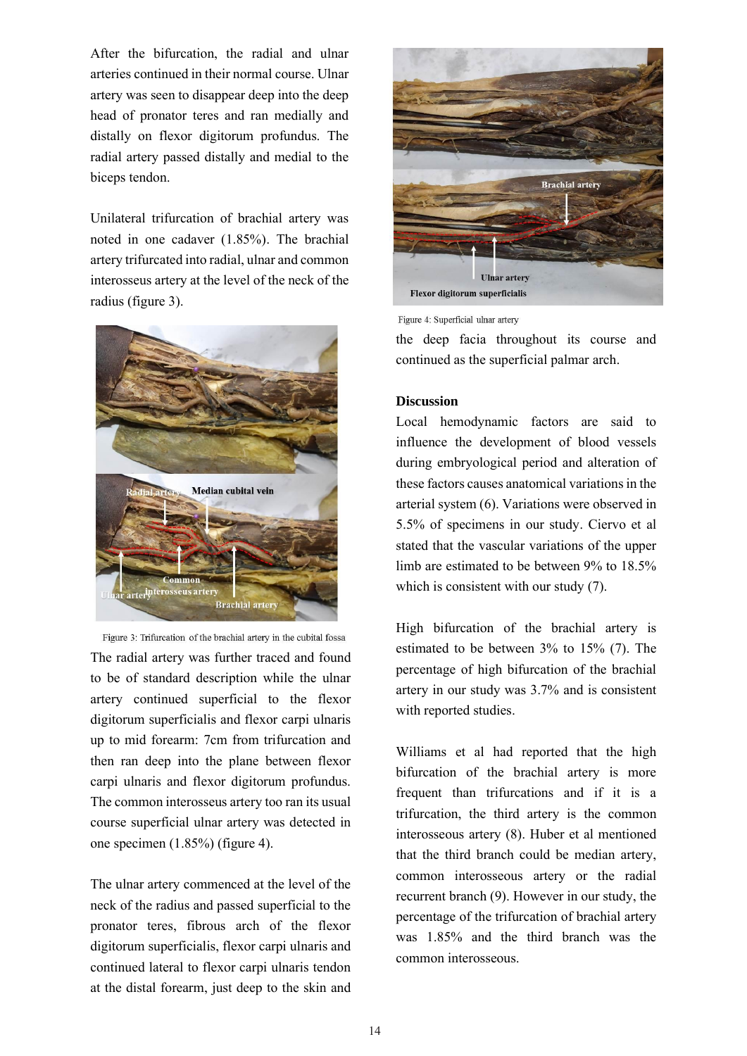After the bifurcation, the radial and ulnar arteries continued in their normal course. Ulnar artery was seen to disappear deep into the deep head of pronator teres and ran medially and distally on flexor digitorum profundus. The radial artery passed distally and medial to the biceps tendon.

Unilateral trifurcation of brachial artery was noted in one cadaver (1.85%). The brachial artery trifurcated into radial, ulnar and common interosseus artery at the level of the neck of the radius (figure 3).

Figure 3: Trifurcation of the brachial artery in the cubital fossa

The radial artery was further traced and found to be of standard description while the ulnar artery continued superficial to the flexor digitorum superficialis and flexor carpi ulnaris up to mid forearm: 7cm from trifurcation and then ran deep into the plane between flexor carpi ulnaris and flexor digitorum profundus. The common interosseus artery too ran its usual course superficial ulnar artery was detected in one specimen (1.85%) (figure 4).

The ulnar artery commenced at the level of the neck of the radius and passed superficial to the pronator teres, fibrous arch of the flexor digitorum superficialis, flexor carpi ulnaris and continued lateral to flexor carpi ulnaris tendon at the distal forearm, just deep to the skin and

Figure 4: Superficial ulnar artery

the deep facia throughout its course and continued as the superficial palmar arch.

## Discussion

Local hemodynamic factors are said to influence the development of blood vessels during embryological period and alteration of these factors causes anatomical variations in the arterial system (6). Variations were observed in 5.5% of specimens in our study. Ciervo et al stated that the vascular variations of the upper limb are estimated to be between 9% to 18.5% which is consistent with our study (7).

High bifurcation of the brachial artery is estimated to be between 3% to 15% (7). The percentage of high bifurcation of the brachial artery in our study was 3.7% and is consistent with reported studies.

Williams et al had reported that the high bifurcation of the brachial artery is more frequent than trifurcations and if it is a trifurcation, the third artery is the common interosseous artery (8). Huber et al mentioned that the third branch could be median artery, common interosseous artery or the radial recurrent branch (9). However in our study, the percentage of the trifurcation of brachial artery was 1.85% and the third branch was the common interosseous.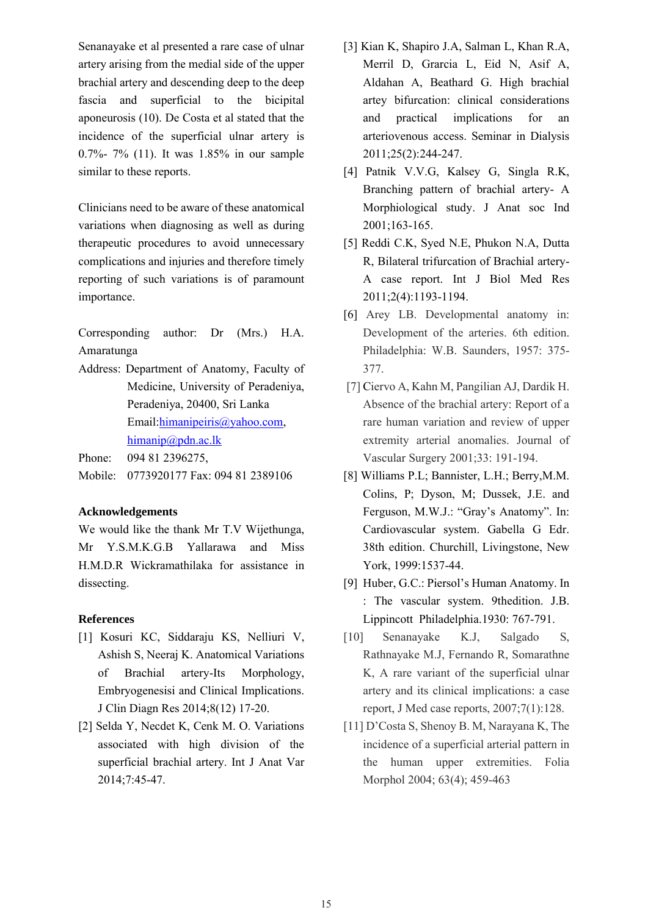Senanayake et al presented a rare case of ulnar artery arising from the medial side of the upper brachial artery and descending deep to the deep fascia and superficial to the bicipital aponeurosis (10). De Costa et al stated that the incidence of the superficial ulnar artery is 0.7%- 7% (11). It was 1.85% in our sample similar to these reports.

Clinicians need to be aware of these anatomical variations when diagnosing as well as during therapeutic procedures to avoid unnecessary complications and injuries and therefore timely reporting of such variations is of paramount importance.

Corresponding author: Dr (Mrs.) H.A. Amaratunga

Address: Department of Anatomy, Faculty of Medicine, University of Peradeniya, Peradeniya, 20400, Sri Lanka
Email:himanipeiris@yahoo.com, himanip@pdn.ac.lk

Phone: 094 81 2396275,

Mobile: 0773920177 Fax: 094 81 2389106

**Acknowledgements**

We would like the thank Mr T.V Wijethunga, Mr Y.S.M.K.G.B Yallarawa and Miss H.M.D.R Wickramathilaka for assistance in dissecting.

**References**

[1] Kosuri KC, Siddaraju KS, Nelliuri V, Ashish S, Neeraj K. Anatomical Variations of Brachial artery-Its Morphology, Embryogenesisi and Clinical Implications. J Clin Diagn Res 2014;8(12) 17-20.

[2] Selda Y, Necdet K, Cenk M. O. Variations associated with high division of the superficial brachial artery. Int J Anat Var 2014;7:45-47.

[3] Kian K, Shapiro J.A, Salman L, Khan R.A, Merril D, Grarcia L, Eid N, Asif A, Aldahan A, Beathard G. High brachial artey bifurcation: clinical considerations and practical implications for an arteriovenous access. Seminar in Dialysis 2011;25(2):244-247.

[4] Patnik V.V.G, Kalsey G, Singla R.K, Branching pattern of brachial artery- A Morphiological study. J Anat soc Ind 2001;163-165.

[5] Reddi C.K, Syed N.E, Phukon N.A, Dutta R, Bilateral trifurcation of Brachial artery- A case report. Int J Biol Med Res 2011;2(4):1193-1194.

[6] Arey LB. Developmental anatomy in: Development of the arteries. 6th edition. Philadelphia: W.B. Saunders, 1957: 375-377.

[7] Ciervo A, Kahn M, Pangilian AJ, Dardik H. Absence of the brachial artery: Report of a rare human variation and review of upper extremity arterial anomalies. Journal of Vascular Surgery 2001;33: 191-194.

[8] Williams P.L; Bannister, L.H.; Berry,M.M. Colins, P; Dyson, M; Dussek, J.E. and Ferguson, M.W.J.: "Gray's Anatomy". In: Cardiovascular system. Gabella G Edr. 38th edition. Churchill, Livingstone, New York, 1999:1537-44.

[9] Huber, G.C.: Piersol's Human Anatomy. In : The vascular system. 9thedition. J.B. Lippincott Philadelphia.1930: 767-791.

[10] Senanayake K.J, Salgado S, Rathnayake M.J, Fernando R, Somarathne K, A rare variant of the superficial ulnar artery and its clinical implications: a case report, J Med case reports, 2007;7(1):128.

[11] D'Costa S, Shenoy B. M, Narayana K, The incidence of a superficial arterial pattern in the human upper extremities. Folia Morphol 2004; 63(4); 459-463